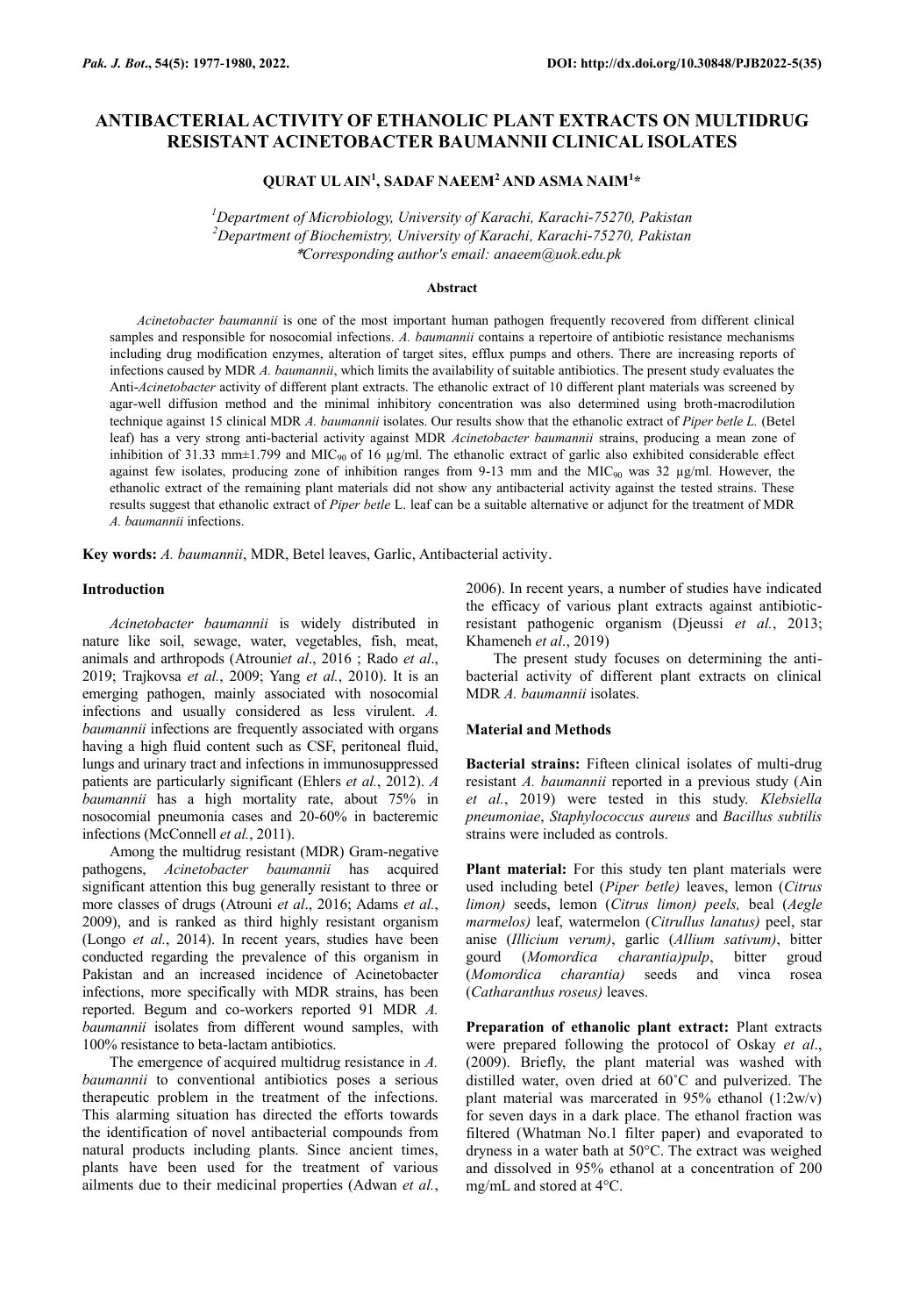# ANTIBACTERIAL ACTIVITY OF ETHANOLIC PLANT EXTRACTS ON MULTIDRUG RESISTANT ACINETOBACTER BAUMANNII CLINICAL ISOLATES

**QURAT UL AIN[1], SADAF NAEEM[2] AND ASMA NAIM[1]***

*[1]Department of Microbiology, University of Karachi, Karachi-75270, Pakistan*
*[2]Department of Biochemistry, University of Karachi, Karachi-75270, Pakistan*
*\*Corresponding author's email: anaeem@uok.edu.pk*

### Abstract

*Acinetobacter baumannii* is one of the most important human pathogen frequently recovered from different clinical samples and responsible for nosocomial infections. *A. baumannii* contains a repertoire of antibiotic resistance mechanisms including drug modification enzymes, alteration of target sites, efflux pumps and others. There are increasing reports of infections caused by MDR *A. baumannii*, which limits the availability of suitable antibiotics. The present study evaluates the Anti-*Acinetobacter* activity of different plant extracts. The ethanolic extract of 10 different plant materials was screened by agar-well diffusion method and the minimal inhibitory concentration was also determined using broth-macrodilution technique against 15 clinical MDR *A. baumannii* isolates. Our results show that the ethanolic extract of *Piper betle L.* (Betel leaf) has a very strong anti-bacterial activity against MDR *Acinetobacter baumannii* strains, producing a mean zone of inhibition of 31.33 mm±1.799 and $MIC_{90}$ of 16 µg/ml. The ethanolic extract of garlic also exhibited considerable effect against few isolates, producing zone of inhibition ranges from 9-13 mm and the $MIC_{90}$ was 32 µg/ml. However, the ethanolic extract of the remaining plant materials did not show any antibacterial activity against the tested strains. These results suggest that ethanolic extract of *Piper betle* L. leaf can be a suitable alternative or adjunct for the treatment of MDR *A. baumannii* infections.

**Key words:** *A. baumannii*, MDR, Betel leaves, Garlic, Antibacterial activity.

## Introduction

*Acinetobacter baumannii* is widely distributed in nature like soil, sewage, water, vegetables, fish, meat, animals and arthropods (Atrouni*et al*., 2016 ; Rado *et al*., 2019; Trajkovsa *et al*., 2009; Yang *et al.*, 2010). It is an emerging pathogen, mainly associated with nosocomial infections and usually considered as less virulent. *A. baumannii* infections are frequently associated with organs having a high fluid content such as CSF, peritoneal fluid, lungs and urinary tract and infections in immunosuppressed patients are particularly significant (Ehlers *et al.*, 2012). *A baumannii* has a high mortality rate, about 75% in nosocomial pneumonia cases and 20-60% in bacteremic infections (McConnell *et al.*, 2011).

Among the multidrug resistant (MDR) Gram-negative pathogens, *Acinetobacter baumannii* has acquired significant attention this bug generally resistant to three or more classes of drugs (Atrouni *et al*., 2016; Adams *et al.*, 2009), and is ranked as third highly resistant organism (Longo *et al.*, 2014). In recent years, studies have been conducted regarding the prevalence of this organism in Pakistan and an increased incidence of Acinetobacter infections, more specifically with MDR strains, has been reported. Begum and co-workers reported 91 MDR *A. baumannii* isolates from different wound samples, with 100% resistance to beta-lactam antibiotics.

The emergence of acquired multidrug resistance in *A. baumannii* to conventional antibiotics poses a serious therapeutic problem in the treatment of the infections. This alarming situation has directed the efforts towards the identification of novel antibacterial compounds from natural products including plants. Since ancient times, plants have been used for the treatment of various ailments due to their medicinal properties (Adwan *et al.*, 2006). In recent years, a number of studies have indicated the efficacy of various plant extracts against antibiotic-resistant pathogenic organism (Djeussi *et al.*, 2013; Khameneh *et al*., 2019)

The present study focuses on determining the anti-bacterial activity of different plant extracts on clinical MDR *A. baumannii* isolates.

## Material and Methods

**Bacterial strains:** Fifteen clinical isolates of multi-drug resistant *A. baumannii* reported in a previous study (Ain *et al.*, 2019) were tested in this study. *Klebsiella pneumoniae*, *Staphylococcus aureus* and *Bacillus subtilis* strains were included as controls.

**Plant material:** For this study ten plant materials were used including betel (*Piper betle)* leaves, lemon (*Citrus limon)* seeds, lemon (*Citrus limon) peels,* beal (*Aegle marmelos)* leaf, watermelon (*Citrullus lanatus)* peel, star anise (*Illicium verum)*, garlic (*Allium sativum)*, bitter gourd (*Momordica charantia)pulp*, bitter groud (*Momordica charantia)* seeds and vinca rosea (*Catharanthus roseus)* leaves.

**Preparation of ethanolic plant extract:** Plant extracts were prepared following the protocol of Oskay *et al*., (2009). Briefly, the plant material was washed with distilled water, oven dried at 60˚C and pulverized. The plant material was marcerated in 95% ethanol (1:2w/v) for seven days in a dark place. The ethanol fraction was filtered (Whatman No.1 filter paper) and evaporated to dryness in a water bath at 50°C. The extract was weighed and dissolved in 95% ethanol at a concentration of 200 mg/mL and stored at 4°C.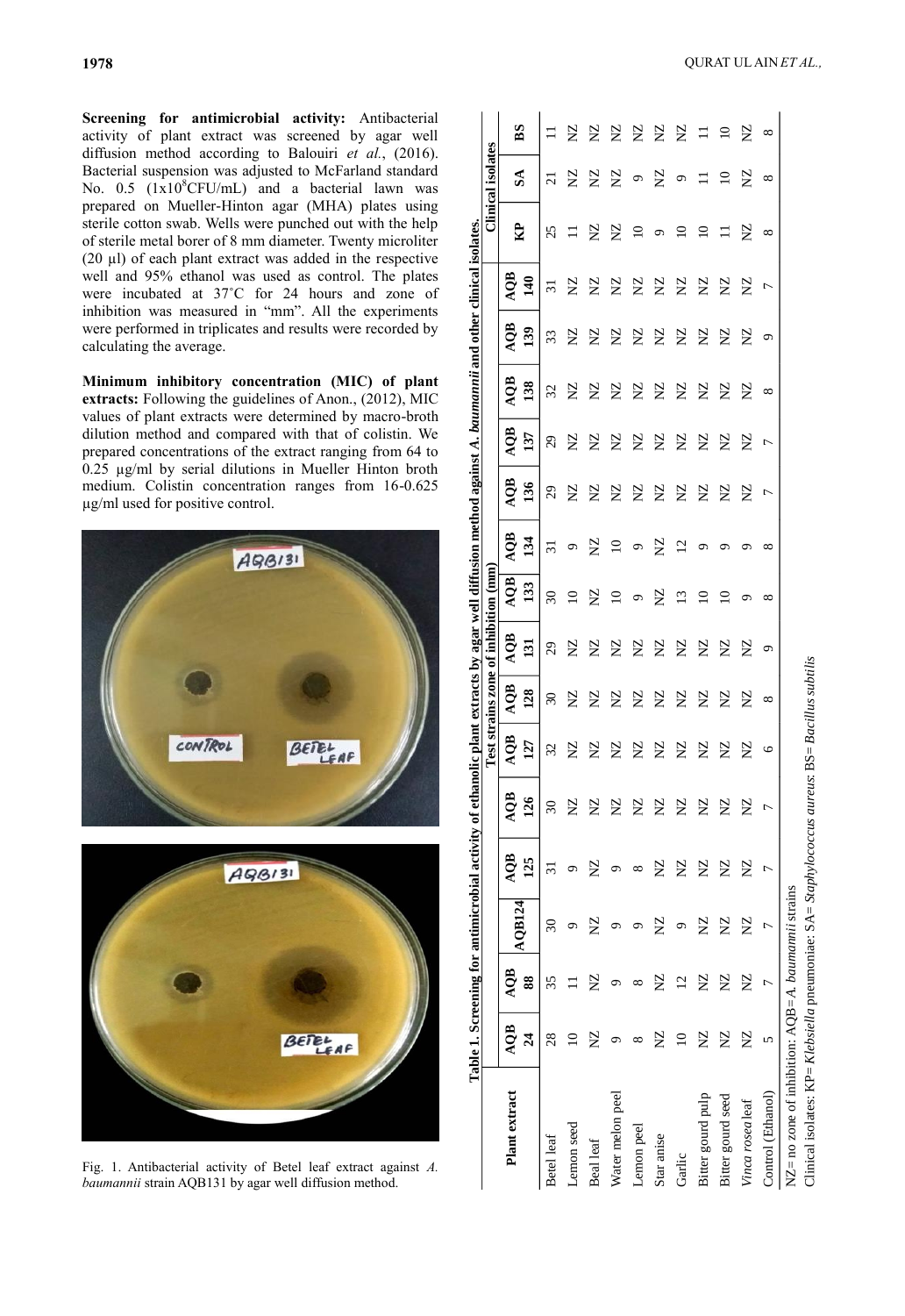**Screening for antimicrobial activity:** Antibacterial activity of plant extract was screened by agar well diffusion method according to Balouiri *et al.*, (2016). Bacterial suspension was adjusted to McFarland standard No. 0.5 ($1x10^8$CFU/mL) and a bacterial lawn was prepared on Mueller-Hinton agar (MHA) plates using sterile cotton swab. Wells were punched out with the help of sterile metal borer of 8 mm diameter. Twenty microliter (20 µl) of each plant extract was added in the respective well and 95% ethanol was used as control. The plates were incubated at 37˚C for 24 hours and zone of inhibition was measured in "mm". All the experiments were performed in triplicates and results were recorded by calculating the average.

**Minimum inhibitory concentration (MIC) of plant extracts:** Following the guidelines of Anon., (2012), MIC values of plant extracts were determined by macro-broth dilution method and compared with that of colistin. We prepared concentrations of the extract ranging from 64 to 0.25 µg/ml by serial dilutions in Mueller Hinton broth medium. Colistin concentration ranges from 16-0.625 µg/ml used for positive control.

Fig. 1. Antibacterial activity of Betel leaf extract against *A. baumannii* strain AQB131 by agar well diffusion method.

**Table 1. Screening for antimicrobial activity of ethanolic plant extracts by agar well diffusion method against *A. baumannii* and other clinical isolates.**

| Plant extract | Test strains zone of inhibition (mm) | | | | | | | | | | | | | | | Clinical isolates | | |
|---|---|---|---|---|---|---|---|---|---|---|---|---|---|---|---|---|---|---|
| | AQB 24 | AQB 88 | AQB124 | AQB 125 | AQB 126 | AQB 127 | AQB 128 | AQB 131 | AQB 133 | AQB 134 | AQB 136 | AQB 137 | AQB 138 | AQB 139 | AQB 140 | KP | SA | BS |
| Betel leaf | 28 | 35 | 30 | 31 | 30 | 32 | 30 | 29 | 30 | 31 | 29 | 29 | 32 | 33 | 31 | 25 | 21 | 11 |
| Lemon seed | 10 | 11 | 9 | 9 | NZ | NZ | NZ | NZ | 10 | 9 | NZ | NZ | NZ | NZ | NZ | 11 | NZ | NZ |
| Beal leaf | NZ | NZ | NZ | NZ | NZ | NZ | NZ | NZ | NZ | NZ | NZ | NZ | NZ | NZ | NZ | NZ | NZ | NZ |
| Water melon peel | 9 | 9 | 9 | 9 | NZ | NZ | NZ | NZ | 10 | 10 | NZ | NZ | NZ | NZ | NZ | NZ | NZ | NZ |
| Lemon peel | 8 | 8 | 9 | 8 | NZ | NZ | NZ | NZ | 9 | 9 | NZ | NZ | NZ | NZ | NZ | 10 | 9 | NZ |
| Star anise | NZ | NZ | NZ | NZ | NZ | NZ | NZ | NZ | NZ | NZ | NZ | NZ | NZ | NZ | NZ | 9 | NZ | NZ |
| Garlic | 10 | 12 | 9 | NZ | NZ | NZ | NZ | NZ | 13 | 12 | NZ | NZ | NZ | NZ | NZ | 10 | 9 | NZ |
| Bitter gourd pulp | NZ | NZ | NZ | NZ | NZ | NZ | NZ | NZ | 10 | 9 | NZ | NZ | NZ | NZ | NZ | 10 | 11 | 11 |
| Bitter gourd seed | NZ | NZ | NZ | NZ | NZ | NZ | NZ | NZ | 10 | 9 | NZ | NZ | NZ | NZ | NZ | 11 | 10 | 10 |
| *Vinca rosea* leaf | NZ | NZ | NZ | NZ | NZ | NZ | NZ | NZ | 9 | 9 | NZ | NZ | NZ | NZ | NZ | NZ | NZ | NZ |
| Control (Ethanol) | 5 | 7 | 7 | 7 | 7 | 6 | 8 | 9 | 8 | 8 | 7 | 7 | 8 | 9 | 7 | 8 | 8 | 8 |

NZ= no zone of inhibition: AQB=*A. baumannii* strains

Clinical isolates: KP= *Klebsiella* pneumoniae: SA= *Staphylococcus aureus*: BS= *Bacillus subtilis*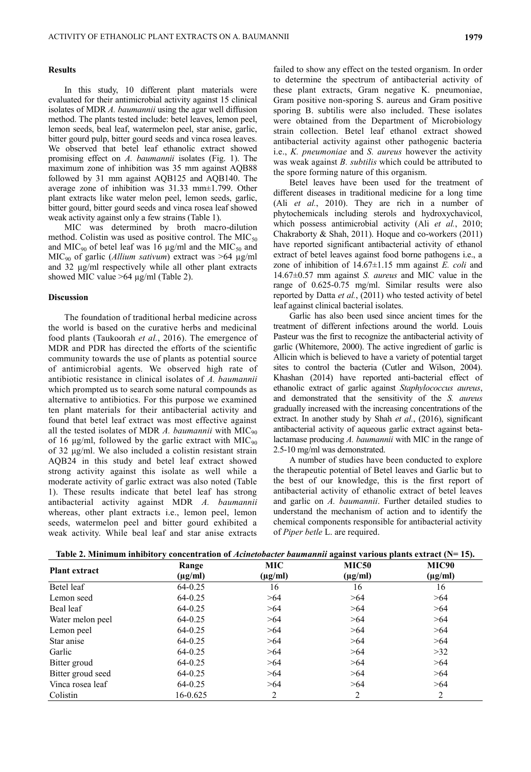## Results

In this study, 10 different plant materials were evaluated for their antimicrobial activity against 15 clinical isolates of MDR *A. baumannii* using the agar well diffusion method. The plants tested include: betel leaves, lemon peel, lemon seeds, beal leaf, watermelon peel, star anise, garlic, bitter gourd pulp, bitter gourd seeds and vinca rosea leaves. We observed that betel leaf ethanolic extract showed promising effect on *A. baumannii* isolates (Fig. 1). The maximum zone of inhibition was 35 mm against AQB88 followed by 31 mm against AQB125 and AQB140. The average zone of inhibition was 31.33 mm±1.799. Other plant extracts like water melon peel, lemon seeds, garlic, bitter gourd, bitter gourd seeds and vinca rosea leaf showed weak activity against only a few strains (Table 1).

MIC was determined by broth macro-dilution method. Colistin was used as positive control. The $MIC_{50}$ and $MIC_{90}$ of betel leaf was 16 µg/ml and the $MIC_{50}$ and $MIC_{90}$ of garlic (*Allium sativum*) extract was >64 µg/ml and 32 µg/ml respectively while all other plant extracts showed MIC value >64 µg/ml (Table 2).

## Discussion

The foundation of traditional herbal medicine across the world is based on the curative herbs and medicinal food plants (Taukoorah *et al.*, 2016). The emergence of MDR and PDR has directed the efforts of the scientific community towards the use of plants as potential source of antimicrobial agents. We observed high rate of antibiotic resistance in clinical isolates of *A. baumannii* which prompted us to search some natural compounds as alternative to antibiotics. For this purpose we examined ten plant materials for their antibacterial activity and found that betel leaf extract was most effective against all the tested isolates of MDR *A. baumannii* with $MIC_{90}$ of 16 µg/ml, followed by the garlic extract with $MIC_{90}$ of 32 µg/ml. We also included a colistin resistant strain AQB24 in this study and betel leaf extract showed strong activity against this isolate as well while a moderate activity of garlic extract was also noted (Table 1). These results indicate that betel leaf has strong antibacterial activity against MDR *A. baumannii* whereas, other plant extracts i.e., lemon peel, lemon seeds, watermelon peel and bitter gourd exhibited a weak activity. While beal leaf and star anise extracts failed to show any effect on the tested organism. In order to determine the spectrum of antibacterial activity of these plant extracts, Gram negative K. pneumoniae, Gram positive non-sporing S. aureus and Gram positive sporing B. subtilis were also included. These isolates were obtained from the Department of Microbiology strain collection. Betel leaf ethanol extract showed antibacterial activity against other pathogenic bacteria i.e., *K. pneumoniae* and *S. aureus* however the activity was weak against *B. subtilis* which could be attributed to the spore forming nature of this organism.

Betel leaves have been used for the treatment of different diseases in traditional medicine for a long time (Ali *et al.*, 2010). They are rich in a number of phytochemicals including sterols and hydroxychavicol, which possess antimicrobial activity (Ali *et al.*, 2010; Chakraborty & Shah, 2011). Hoque and co-workers (2011) have reported significant antibacterial activity of ethanol extract of betel leaves against food borne pathogens i.e., a zone of inhibition of 14.67±1.15 mm against *E. coli* and 14.67±0.57 mm against *S. aureus* and MIC value in the range of 0.625-0.75 mg/ml. Similar results were also reported by Datta *et al.*, (2011) who tested activity of betel leaf against clinical bacterial isolates.

Garlic has also been used since ancient times for the treatment of different infections around the world. Louis Pasteur was the first to recognize the antibacterial activity of garlic (Whitemore, 2000). The active ingredient of garlic is Allicin which is believed to have a variety of potential target sites to control the bacteria (Cutler and Wilson, 2004). Khashan (2014) have reported anti-bacterial effect of ethanolic extract of garlic against *Staphylococcus aureus*, and demonstrated that the sensitivity of the *S. aureus* gradually increased with the increasing concentrations of the extract. In another study by Shah *et al.*, (2016), significant antibacterial activity of aqueous garlic extract against beta-lactamase producing *A. baumannii* with MIC in the range of 2.5-10 mg/ml was demonstrated.

A number of studies have been conducted to explore the therapeutic potential of Betel leaves and Garlic but to the best of our knowledge, this is the first report of antibacterial activity of ethanolic extract of betel leaves and garlic on *A. baumannii*. Further detailed studies to understand the mechanism of action and to identify the chemical components responsible for antibacterial activity of *Piper betle* L. are required.

**Table 2. Minimum inhibitory concentration of *Acinetobacter baumannii* against various plants extract (N= 15).**

| Plant extract | Range (µg/ml) | MIC (µg/ml) | MIC50 (µg/ml) | MIC90 (µg/ml) |
|---|---|---|---|---|
| Betel leaf | 64-0.25 | 16 | 16 | 16 |
| Lemon seed | 64-0.25 | >64 | >64 | >64 |
| Beal leaf | 64-0.25 | >64 | >64 | >64 |
| Water melon peel | 64-0.25 | >64 | >64 | >64 |
| Lemon peel | 64-0.25 | >64 | >64 | >64 |
| Star anise | 64-0.25 | >64 | >64 | >64 |
| Garlic | 64-0.25 | >64 | >64 | >32 |
| Bitter groud | 64-0.25 | >64 | >64 | >64 |
| Bitter groud seed | 64-0.25 | >64 | >64 | >64 |
| Vinca rosea leaf | 64-0.25 | >64 | >64 | >64 |
| Colistin | 16-0.625 | 2 | 2 | 2 |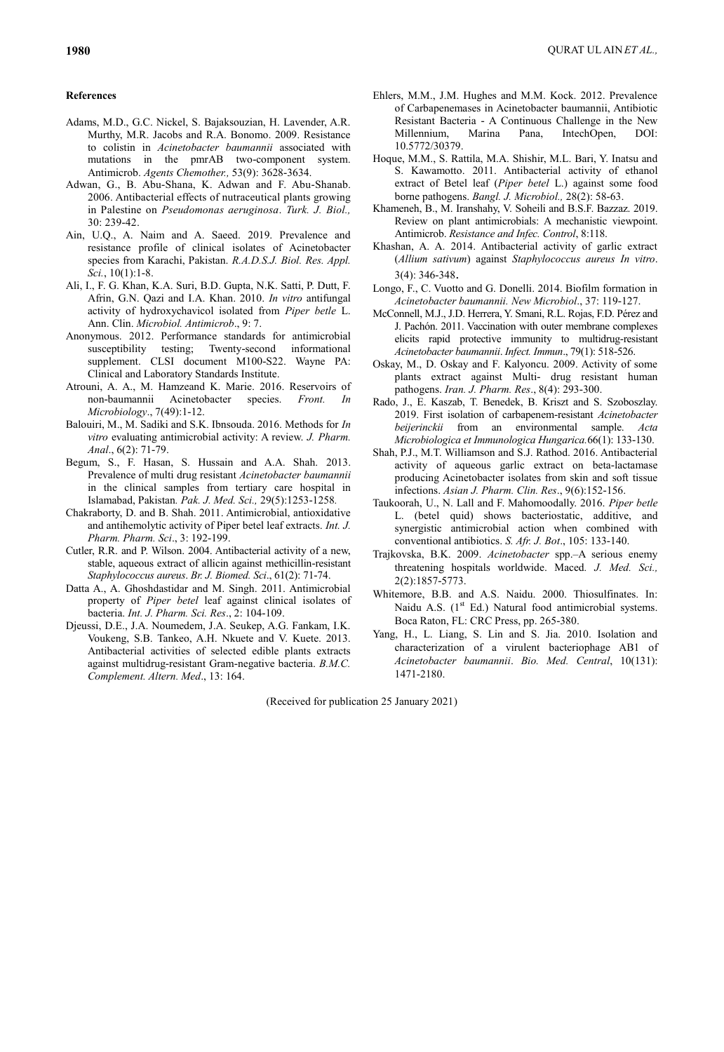### References

Adams, M.D., G.C. Nickel, S. Bajaksouzian, H. Lavender, A.R. Murthy, M.R. Jacobs and R.A. Bonomo. 2009. Resistance to colistin in *Acinetobacter baumannii* associated with mutations in the pmrAB two-component system. Antimicrob. *Agents Chemother.,* 53(9): 3628-3634.

Adwan, G., B. Abu-Shana, K. Adwan and F. Abu-Shanab. 2006. Antibacterial effects of nutraceutical plants growing in Palestine on *Pseudomonas aeruginosa*. *Turk. J. Biol.,* 30: 239-42.

Ain, U.Q., A. Naim and A. Saeed. 2019. Prevalence and resistance profile of clinical isolates of Acinetobacter species from Karachi, Pakistan. *R.A.D.S.J. Biol. Res. Appl. Sci.*, 10(1):1-8.

Ali, I., F. G. Khan, K.A. Suri, B.D. Gupta, N.K. Satti, P. Dutt, F. Afrin, G.N. Qazi and I.A. Khan. 2010. *In vitro* antifungal activity of hydroxychavicol isolated from *Piper betle* L. Ann. Clin. *Microbiol. Antimicrob*., 9: 7.

Anonymous. 2012. Performance standards for antimicrobial susceptibility testing; Twenty-second informational supplement. CLSI document M100-S22. Wayne PA: Clinical and Laboratory Standards Institute.

Atrouni, A. A., M. Hamzeand K. Marie. 2016. Reservoirs of non-baumannii Acinetobacter species. *Front. In Microbiology*., 7(49):1-12.

Balouiri, M., M. Sadiki and S.K. Ibnsouda. 2016. Methods for *In vitro* evaluating antimicrobial activity: A review. *J. Pharm. Anal*., 6(2): 71-79.

Begum, S., F. Hasan, S. Hussain and A.A. Shah. 2013. Prevalence of multi drug resistant *Acinetobacter baumannii* in the clinical samples from tertiary care hospital in Islamabad, Pakistan. *Pak. J. Med. Sci.,* 29(5):1253-1258*.*

Chakraborty, D. and B. Shah. 2011. Antimicrobial, antioxidative and antihemolytic activity of Piper betel leaf extracts. *Int. J. Pharm. Pharm. Sci*., 3: 192-199.

Cutler, R.R. and P. Wilson. 2004. Antibacterial activity of a new, stable, aqueous extract of allicin against methicillin-resistant *Staphylococcus aureus*. *Br. J. Biomed. Sci*., 61(2): 71-74.

Datta A., A. Ghoshdastidar and M. Singh. 2011. Antimicrobial property of *Piper betel* leaf against clinical isolates of bacteria. *Int. J. Pharm. Sci. Res*., 2: 104-109.

Djeussi, D.E., J.A. Noumedem, J.A. Seukep, A.G. Fankam, I.K. Voukeng, S.B. Tankeo, A.H. Nkuete and V. Kuete. 2013. Antibacterial activities of selected edible plants extracts against multidrug-resistant Gram-negative bacteria. *B.M.C. Complement. Altern. Med*., 13: 164.

Ehlers, M.M., J.M. Hughes and M.M. Kock. 2012. Prevalence of Carbapenemases in Acinetobacter baumannii, Antibiotic Resistant Bacteria - A Continuous Challenge in the New Millennium, Marina Pana, IntechOpen, DOI: 10.5772/30379.

Hoque, M.M., S. Rattila, M.A. Shishir, M.L. Bari, Y. Inatsu and S. Kawamotto. 2011. Antibacterial activity of ethanol extract of Betel leaf (*Piper betel* L.) against some food borne pathogens. *Bangl. J. Microbiol.,* 28(2): 58-63.

Khameneh, B., M. Iranshahy, V. Soheili and B.S.F. Bazzaz. 2019. Review on plant antimicrobials: A mechanistic viewpoint. Antimicrob. *Resistance and Infec. Control*, 8:118.

Khashan, A. A. 2014. Antibacterial activity of garlic extract (*Allium sativum*) against *Staphylococcus aureus In vitro*. 3(4): 346-348.

Longo, F., C. Vuotto and G. Donelli. 2014. Biofilm formation in *Acinetobacter baumannii. New Microbiol*., 37: 119-127.

McConnell, M.J., J.D. Herrera, Y. Smani, R.L. Rojas, F.D. Pérez and J. Pachón. 2011. Vaccination with outer membrane complexes elicits rapid protective immunity to multidrug-resistant *Acinetobacter baumannii*. *Infect. Immun*., 79(1): 518-526.

Oskay, M., D. Oskay and F. Kalyoncu. 2009. Activity of some plants extract against Multi- drug resistant human pathogens. *Iran. J. Pharm. Res*., 8(4): 293-300.

Rado, J., E. Kaszab, T. Benedek, B. Kriszt and S. Szoboszlay. 2019. First isolation of carbapenem-resistant *Acinetobacter beijerinckii* from an environmental sample. *Acta Microbiologica et Immunologica Hungarica.*66(1): 133-130.

Shah, P.J., M.T. Williamson and S.J. Rathod. 2016. Antibacterial activity of aqueous garlic extract on beta-lactamase producing Acinetobacter isolates from skin and soft tissue infections. *Asian J. Pharm. Clin. Res*., 9(6):152-156.

Taukoorah, U., N. Lall and F. Mahomoodally. 2016. *Piper betle* L. (betel quid) shows bacteriostatic, additive, and synergistic antimicrobial action when combined with conventional antibiotics. *S. Afr. J. Bot*., 105: 133-140.

Trajkovska, B.K. 2009. *Acinetobacter* spp.–A serious enemy threatening hospitals worldwide. Maced*. J. Med. Sci.,* 2(2):1857-5773.

Whitemore, B.B. and A.S. Naidu. 2000. Thiosulfinates. In: Naidu A.S. (1st Ed.) Natural food antimicrobial systems. Boca Raton, FL: CRC Press, pp. 265-380.

Yang, H., L. Liang, S. Lin and S. Jia. 2010. Isolation and characterization of a virulent bacteriophage AB1 of *Acinetobacter baumannii*. *Bio. Med. Central*, 10(131): 1471-2180.

(Received for publication 25 January 2021)